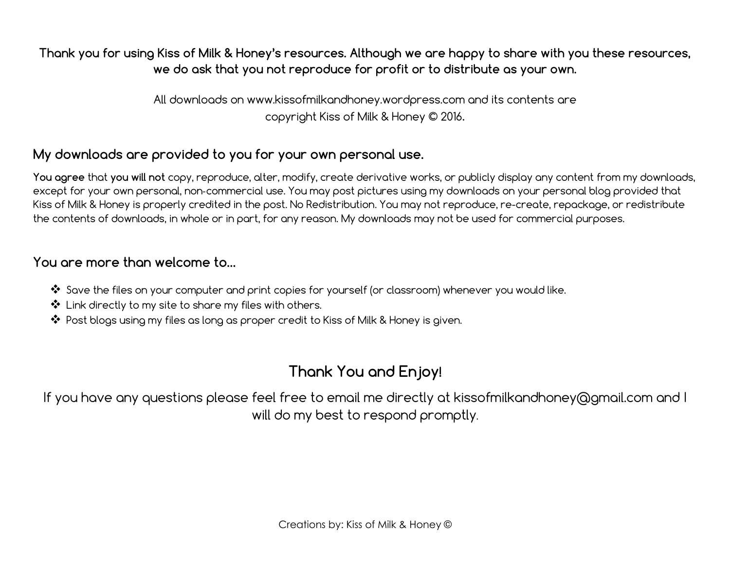**Thank you for using Kiss of Milk & Honey's resources. Although we are happy to share with you these resources, we do ask that you not reproduce for profit or to distribute as your own.**

All downloads on www.kissofmilkandhoney.wordpress.com and its contents are copyright Kiss of Milk & Honey © 2016.

### My downloads are provided to you for your own personal use.

**You agree** that **you will not** copy, reproduce, alter, modify, create derivative works, or publicly display any content from my downloads, except for your own personal, non-commercial use. You may post pictures using my downloads on your personal blog provided that Kiss of Milk & Honey is properly credited in the post. No Redistribution. You may not reproduce, re-create, repackage, or redistribute the contents of downloads, in whole or in part, for any reason. My downloads may not be used for commercial purposes.

### You are more than welcome to…

- Save the files on your computer and print copies for yourself (or classroom) whenever you would like.
- Link directly to my site to share my files with others.
- Post blogs using my files as long as proper credit to Kiss of Milk & Honey is given.

## Thank You and Enjoy!

If you have any questions please feel free to email me directly at kissofmilkandhoney@gmail.com and I will do my best to respond promptly.

Creations by: Kiss of Milk & Honey ©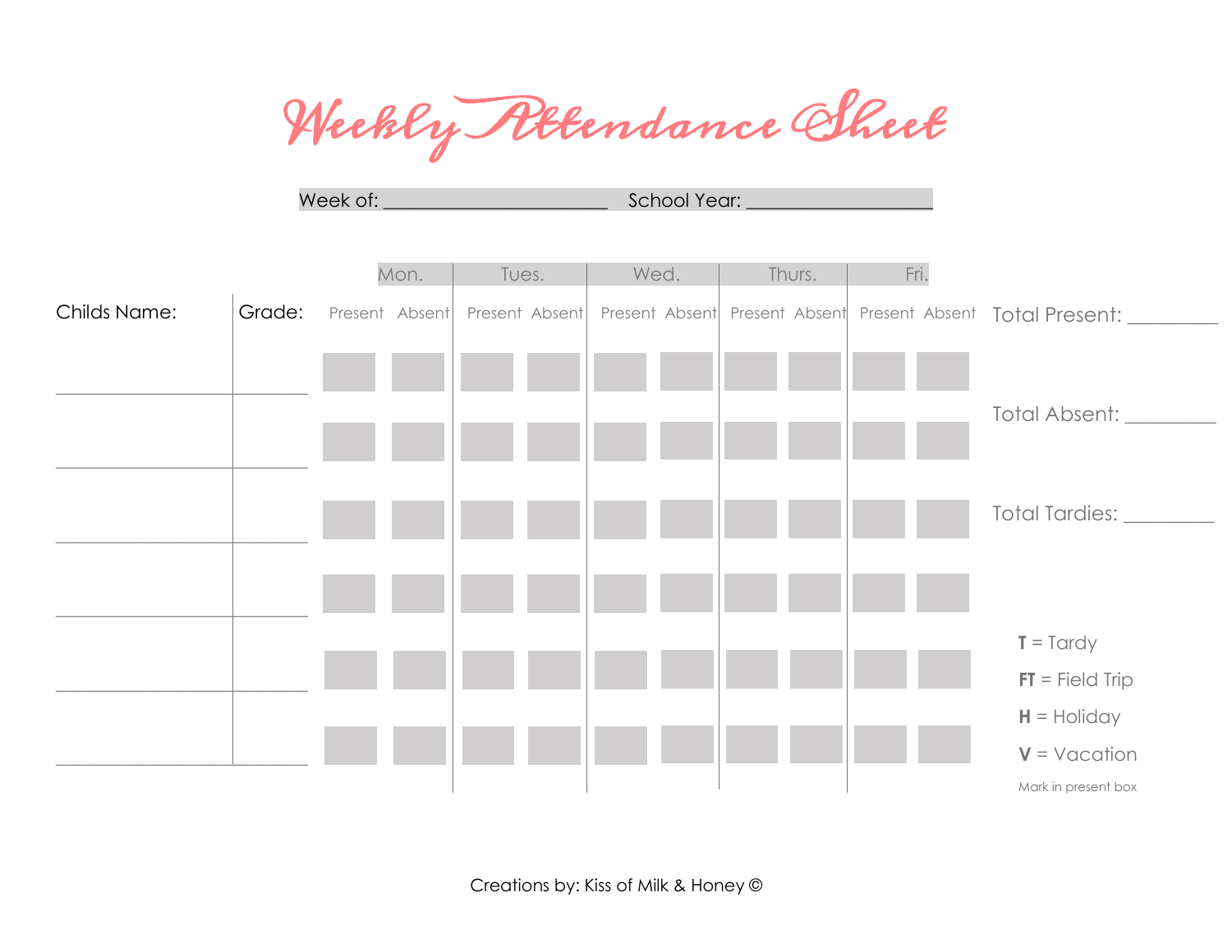# Weekly Attendance Sheet

Week of: ________________________ School Year: ____________________

| Childs Name: | Grade: | Mon. | | Tues. | | Wed. | | Thurs. | | Fri. | |
|---|---|---|---|---|---|---|---|---|---|---|---|
| | | Present | Absent | Present | Absent | Present | Absent | Present | Absent | Present | Absent |
| | | | | | | | | | | | |
| | | | | | | | | | | | |
| | | | | | | | | | | | |
| | | | | | | | | | | | |
| | | | | | | | | | | | |
| | | | | | | | | | | | |

Total Present: _________

Total Absent: _________

Total Tardies: _________

**T** = Tardy

**FT** = Field Trip

**H** = Holiday

**V** = Vacation

Mark in present box

Creations by: Kiss of Milk & Honey ©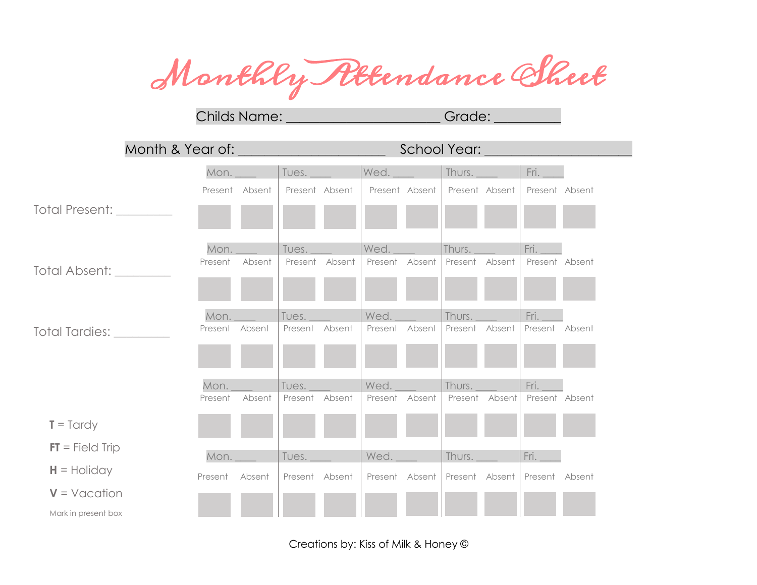# Monthly Attendance Sheet

Childs Name: ______________________ Grade: __________

Month & Year of: _____________________ School Year: _____________________

Total Present: _________

Total Absent: _________

Total Tardies: _________

| Mon. ____ | | Tues. ____ | | Wed. ____ | | Thurs. ____ | | Fri. ____ | |
|---|---|---|---|---|---|---|---|---|---|
| Present | Absent | Present | Absent | Present | Absent | Present | Absent | Present | Absent |
| | | | | | | | | | |
| **Mon. ____** | | **Tues. ____** | | **Wed. ____** | | **Thurs. ____** | | **Fri. ____** | |
| Present | Absent | Present | Absent | Present | Absent | Present | Absent | Present | Absent |
| | | | | | | | | | |
| **Mon. ____** | | **Tues. ____** | | **Wed. ____** | | **Thurs. ____** | | **Fri. ____** | |
| Present | Absent | Present | Absent | Present | Absent | Present | Absent | Present | Absent |
| | | | | | | | | | |
| **Mon. ____** | | **Tues. ____** | | **Wed. ____** | | **Thurs. ____** | | **Fri. ____** | |
| Present | Absent | Present | Absent | Present | Absent | Present | Absent | Present | Absent |
| | | | | | | | | | |
| **Mon. ____** | | **Tues. ____** | | **Wed. ____** | | **Thurs. ____** | | **Fri. ____** | |
| Present | Absent | Present | Absent | Present | Absent | Present | Absent | Present | Absent |
| | | | | | | | | | |

**T** = Tardy

**FT** = Field Trip

**H** = Holiday

**V** = Vacation

Mark in present box

Creations by: Kiss of Milk & Honey ©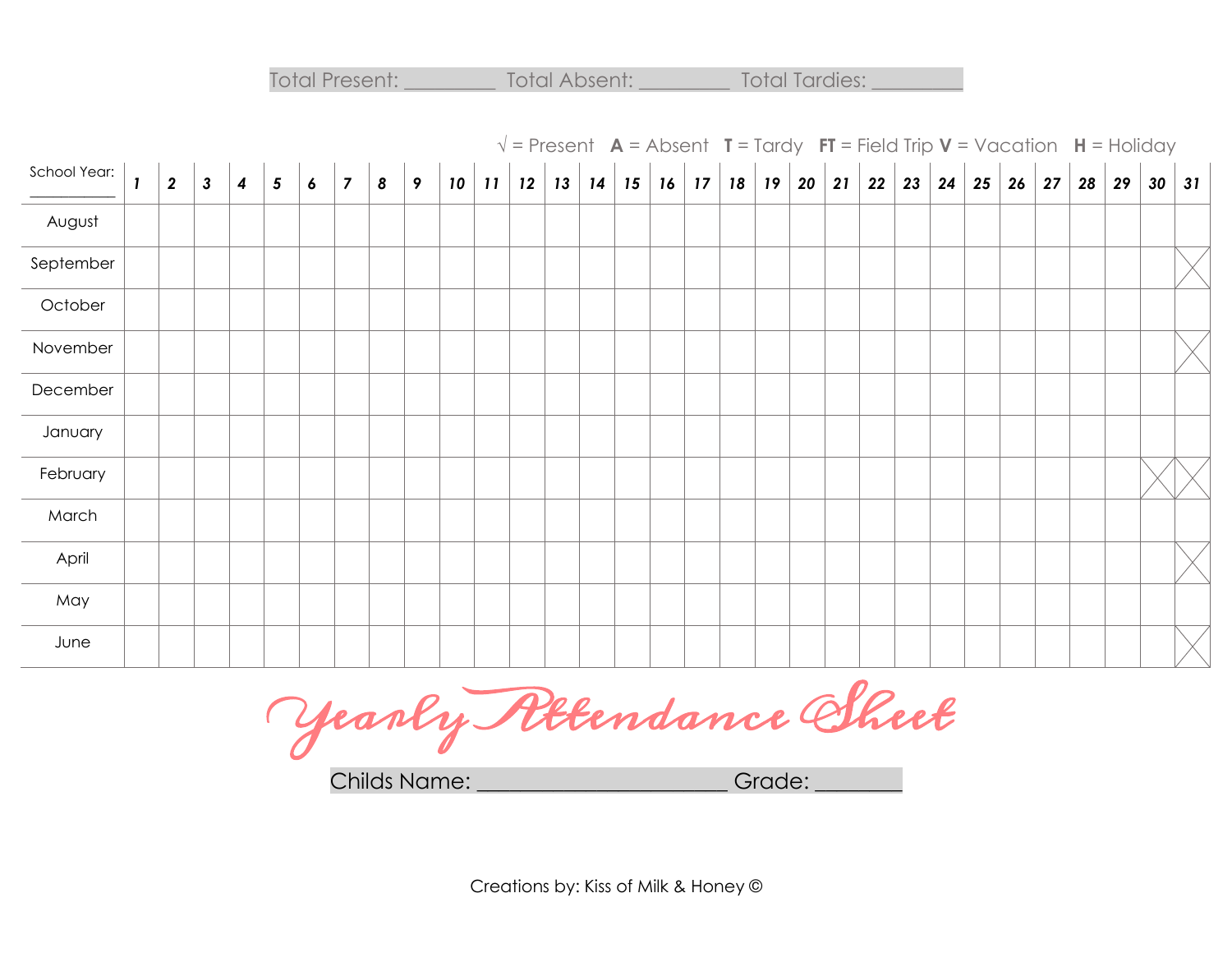Total Present: _________ Total Absent: _________ Total Tardies: _________

√ = Present **A** = Absent **T** = Tardy **FT** = Field Trip **V** = Vacation **H** = Holiday

| School Year: ___________ | 1 | 2 | 3 | 4 | 5 | 6 | 7 | 8 | 9 | 10 | 11 | 12 | 13 | 14 | 15 | 16 | 17 | 18 | 19 | 20 | 21 | 22 | 23 | 24 | 25 | 26 | 27 | 28 | 29 | 30 | 31 |
|---|---|---|---|---|---|---|---|---|---|---|---|---|---|---|---|---|---|---|---|---|---|---|---|---|---|---|---|---|---|---|---|
| August | | | | | | | | | | | | | | | | | | | | | | | | | | | | | | | |
| September | | | | | | | | | | | | | | | | | | | | | | | | | | | | | | | X |
| October | | | | | | | | | | | | | | | | | | | | | | | | | | | | | | | |
| November | | | | | | | | | | | | | | | | | | | | | | | | | | | | | | | X |
| December | | | | | | | | | | | | | | | | | | | | | | | | | | | | | | | |
| January | | | | | | | | | | | | | | | | | | | | | | | | | | | | | | | |
| February | | | | | | | | | | | | | | | | | | | | | | | | | | | | | | X | X |
| March | | | | | | | | | | | | | | | | | | | | | | | | | | | | | | | |
| April | | | | | | | | | | | | | | | | | | | | | | | | | | | | | | | X |
| May | | | | | | | | | | | | | | | | | | | | | | | | | | | | | | | |
| June | | | | | | | | | | | | | | | | | | | | | | | | | | | | | | | X |

# Yearly Attendance Sheet

Childs Name: ______________________ Grade: ________

Creations by: Kiss of Milk & Honey ©